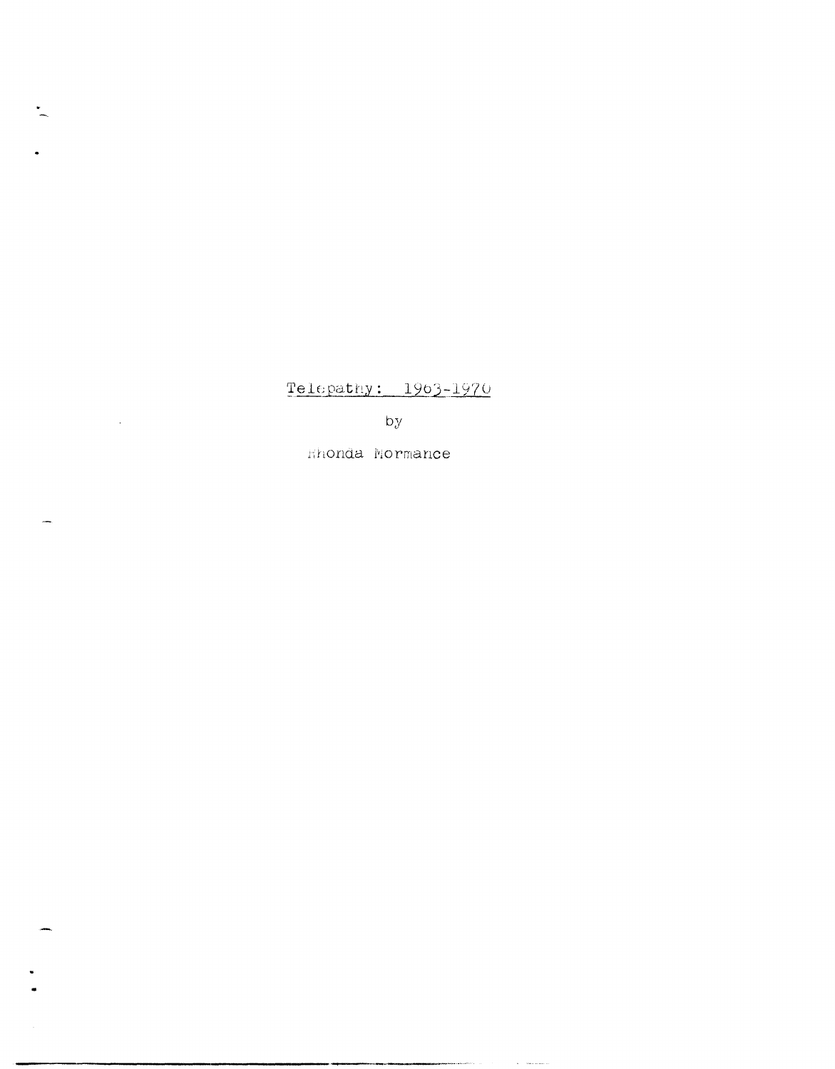# Telepathy: 1963-1970

by

Rhonda Mormance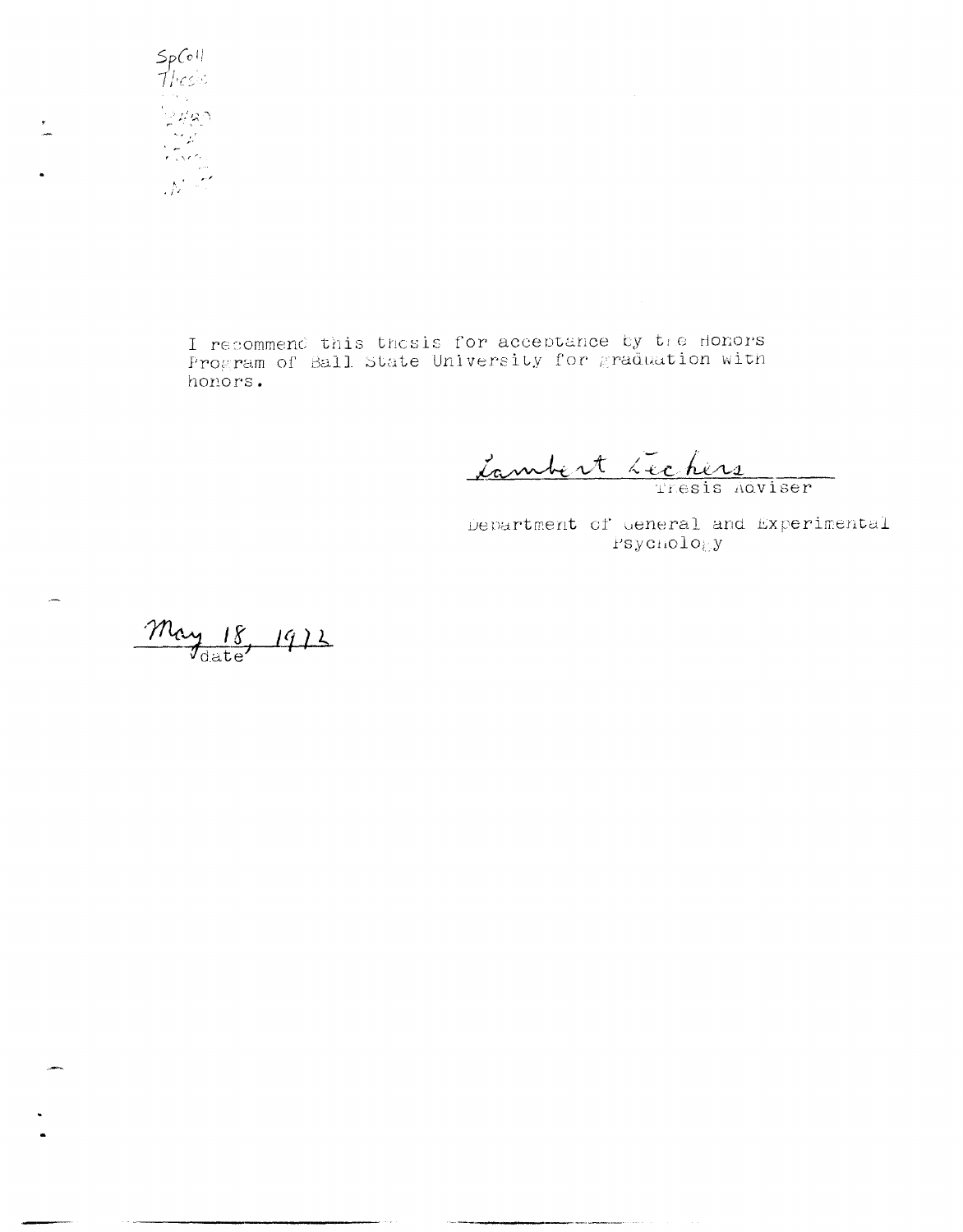SpColl
Thesis

I recommend this thesis for acceptance by the Honors Program of Ball State University for graduation with honors.

Lambert Dechers
Thesis Adviser

Department of General and Experimental Psychology

May 18, 1972
date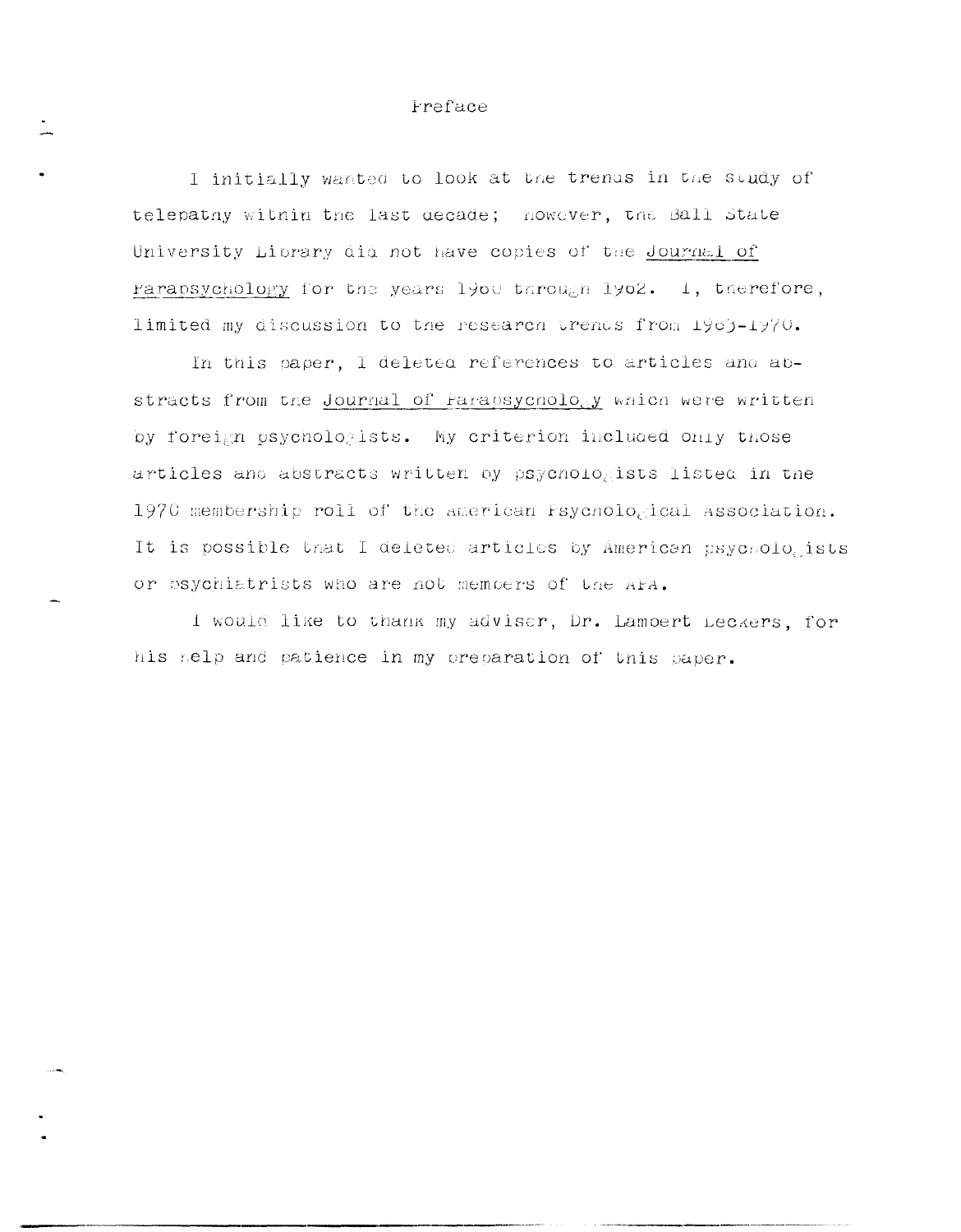# Preface

I initially wanted to look at the trends in the study of telepathy within the last decade; however, the Ball State University Library did not have copies of the *Journal of Parapsychology* for the years 1960 through 1962. I, therefore, limited my discussion to the research trends from 1963-1970.

In this paper, I deleted references to articles and abstracts from the *Journal of Parapsychology* which were written by foreign psychologists. My criterion included only those articles and abstracts written by psychologists listed in the 1970 membership roll of the American Psychological Association. It is possible that I deleted articles by American psychologists or psychiatrists who are not members of the APA.

I would like to thank my adviser, Dr. Lambert Deckers, for his help and patience in my preparation of this paper.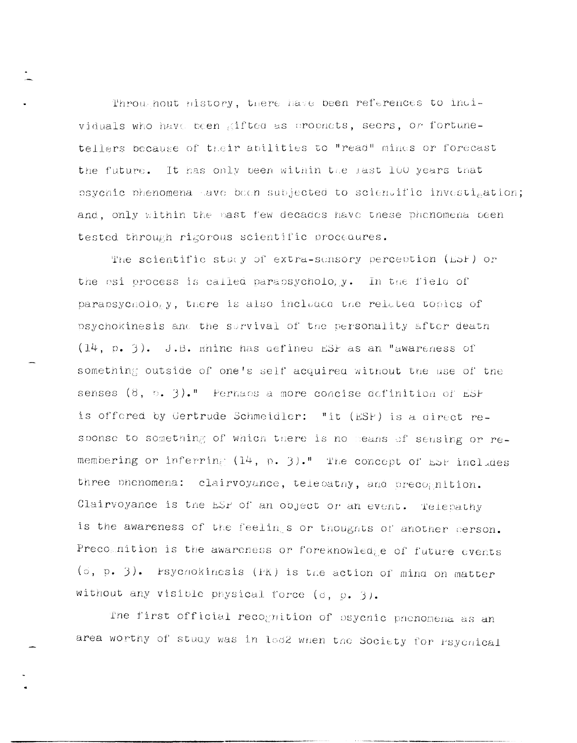Throughout history, there have been references to individuals who have been gifted as prophets, seers, or fortune-tellers because of their abilities to "read" minds or forecast the future. It has only been within the last 100 years that psychic phenomena have been subjected to scientific investigation; and, only within the past few decades have these phenomena been tested through rigorous scientific procedures.

The scientific study of extra-sensory perception (ESP) or the psi process is called parapsychology. In the field of parapsychology, there is also included the related topics of psychokinesis and the survival of the personality after death (14, p. 3). J.B. Rhine has defined ESP as an "awareness of something outside of one's self acquired without the use of the senses (8, p. 3)." Perhaps a more concise definition of ESP is offered by Gertrude Schmeidler: "it (ESP) is a direct response to something of which there is no means of sensing or remembering or inferring (14, p. 3)." The concept of ESP includes three phenomena: clairvoyance, telepathy, and precognition. Clairvoyance is the ESP of an object or an event. Telepathy is the awareness of the feelings or thoughts of another person. Precognition is the awareness or foreknowledge of future events (8, p. 3). Psychokinesis (PK) is the action of mind on matter without any visible physical force (8, p. 3).

The first official recognition of psychic phenomena as an area worthy of study was in 1882 when the Society for Psychical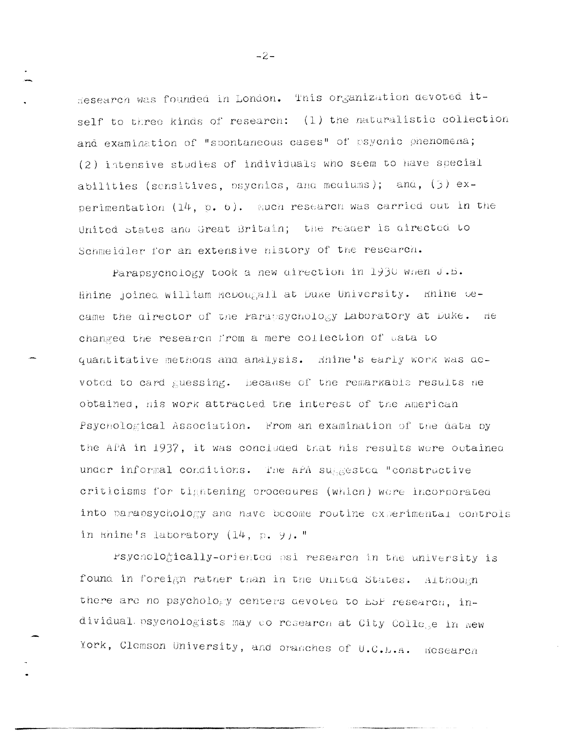Research was founded in London. This organization devoted itself to three kinds of research: (1) the naturalistic collection and examination of "spontaneous cases" of psychic phenomena; (2) intensive studies of individuals who seem to have special abilities (sensitives, psychics, and mediums); and, (3) experimentation (14, p. 6). Such research was carried out in the United States and Great Britain; the reader is directed to Schmeidler for an extensive history of the research.

Parapsychology took a new direction in 1930 when J.B. Rhine joined William McDougall at Duke University. Rhine became the director of the Parapsychology Laboratory at Duke. He changed the research from a mere collection of data to quantitative methods and analysis. Rhine's early work was devoted to card guessing. Because of the remarkable results he obtained, his work attracted the interest of the American Psychological Association. From an examination of the data by the APA in 1937, it was concluded that his results were obtained under informal conditions. The APA suggested "constructive criticisms for tightening procedures (which) were incorporated into parapsychology and have become routine experimental controls in Rhine's laboratory (14, p. 9)."

Psychologically-oriented psi research in the university is found in foreign rather than in the United States. Although there are no psychology centers devoted to ESP research, individual psychologists may do research at City College in New York, Clemson University, and branches of U.C.L.A. Research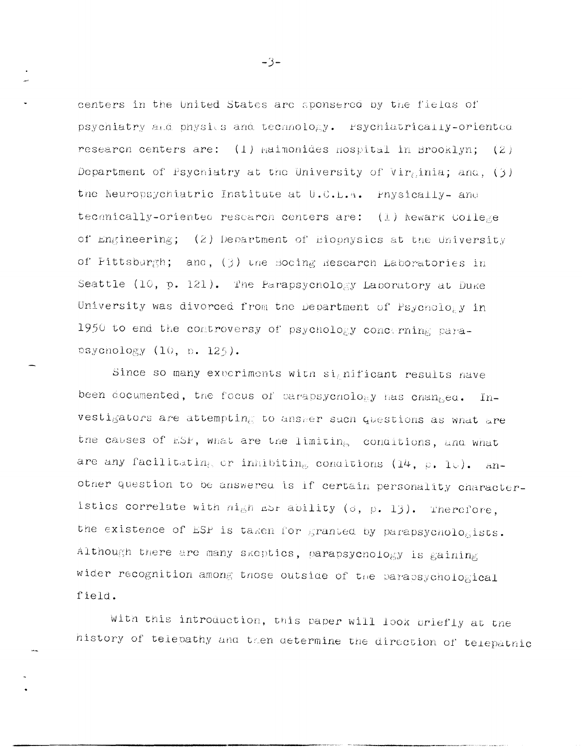centers in the United States are sponsored by the fields of psychiatry and physics and technology. Psychiatrically-oriented research centers are: (1) Maimonides Hospital in Brooklyn; (2) Department of Psychiatry at the University of Virginia; and, (3) the Neuropsychiatric Institute at U.C.L.A. Physically- and technically-oriented research centers are: (1) Newark College of Engineering; (2) Department of Biophysics at the University of Pittsburgh; and, (3) the Boeing Research Laboratories in Seattle (10, p. 121). The Parapsychology Laboratory at Duke University was divorced from the Department of Psychology in 1950 to end the controversy of psychology concerning parapsychology (10, p. 125).

Since so many experiments with significant results have been documented, the focus of parapsychology has changed. Investigators are attempting to answer such questions as what are the causes of ESP, what are the limiting conditions, and what are any facilitating or inhibiting conditions (14, p. 10). Another question to be answered is if certain personality characteristics correlate with high ESP ability (6, p. 13). Therefore, the existence of ESP is taken for granted by parapsychologists. Although there are many skeptics, parapsychology is gaining wider recognition among those outside of the parapsychological field.

With this introduction, this paper will look briefly at the history of telepathy and then determine the direction of telepathic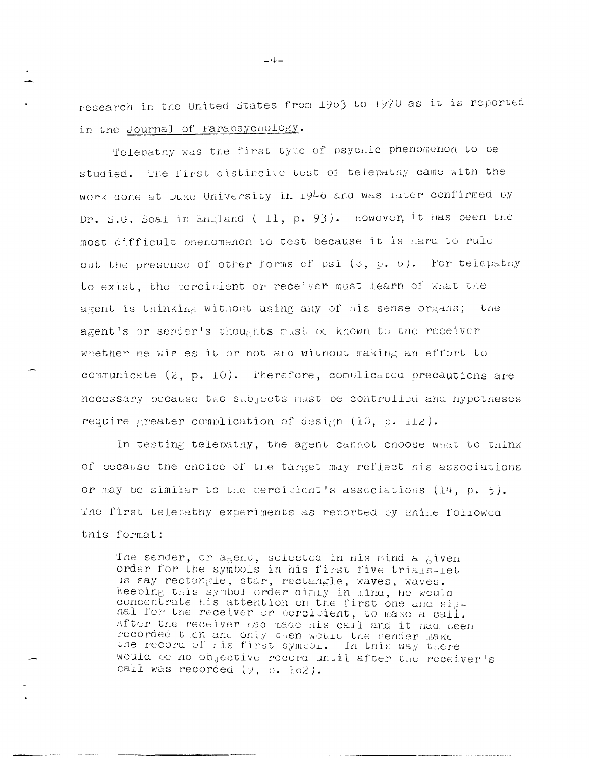research in the United States from 1963 to 1970 as it is reported in the *Journal of Parapsychology*.

Telepathy was the first type of psychic phenomenon to be studied. The first distinctive test of telepathy came with the work done at Duke University in 1946 and was later confirmed by Dr. S.G. Soal in England ( 11, p. 93). However, it has been the most difficult phenomenon to test because it is hard to rule out the presence of other forms of psi (6, p. 6). For telepathy to exist, the percipient or receiver must learn of what the agent is thinking without using any of his sense organs; the agent's or sender's thoughts must be known to the receiver whether he wishes it or not and without making an effort to communicate (2, p. 10). Therefore, complicated precautions are necessary because two subjects must be controlled and hypotheses require greater complication of design (10, p. 112).

In testing telepathy, the agent cannot choose what to think of because the choice of the target may reflect his associations or may be similar to the percipient's associations (14, p. 5). The first telepathy experiments as reported by Rhine followed this format:

> The sender, or agent, selected in his mind a given order for the symbols in his first five trials-let us say rectangle, star, rectangle, waves, waves. Keeping this symbol order dimly in mind, he would concentrate his attention on the first one and signal for the receiver or percipient, to make a call. After the receiver had made his call and it had been recorded then and only then would the sender make the record of his first symbol. In this way there would be no objective record until after the receiver's call was recorded (9, p. 162).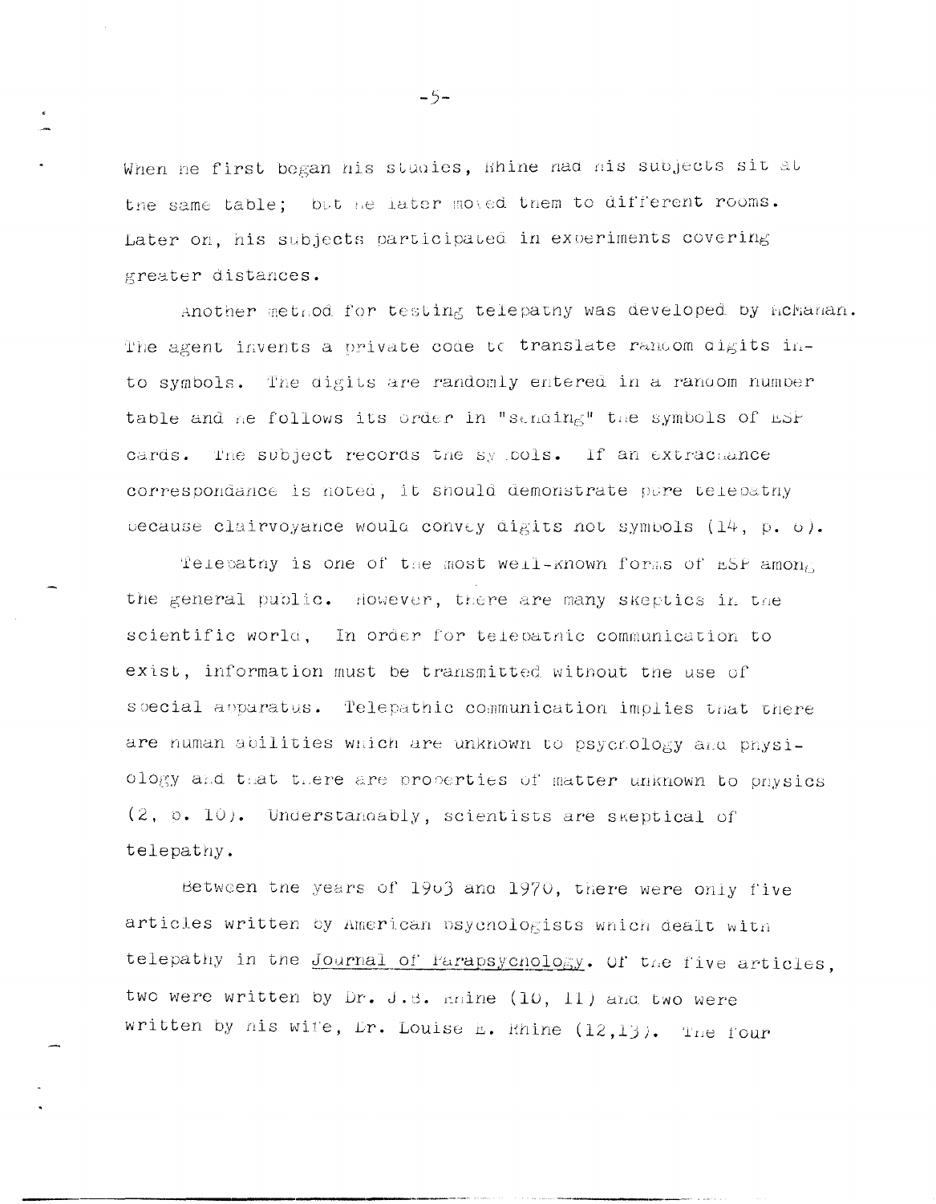When he first began his studies, Rhine had his subjects sit at the same table; but he later moved them to different rooms. Later on, his subjects participated in experiments covering greater distances.

Another method for testing telepathy was developed by McMahan. The agent invents a private code to translate random digits into symbols. The digits are randomly entered in a random number table and he follows its order in "sending" the symbols of ESP cards. The subject records the symbols. If an extrachance correspondance is noted, it should demonstrate pure telepathy because clairvoyance would convey digits not symbols (14, p. 6).

Telepathy is one of the most well-known forms of ESP among the general public. However, there are many skeptics in the scientific world, In order for telepathic communication to exist, information must be transmitted without the use of special apparatus. Telepathic communication implies that there are human abilities which are unknown to psychology and physiology and that there are properties of matter unknown to physics (2, p. 10). Understandably, scientists are skeptical of telepathy.

Between the years of 1963 and 1970, there were only five articles written by American psychologists which dealt with telepathy in the Journal of Parapsychology. Of the five articles, two were written by Dr. J.B. Rhine (10, 11) and two were written by his wife, Dr. Louise E. Rhine (12,13). The four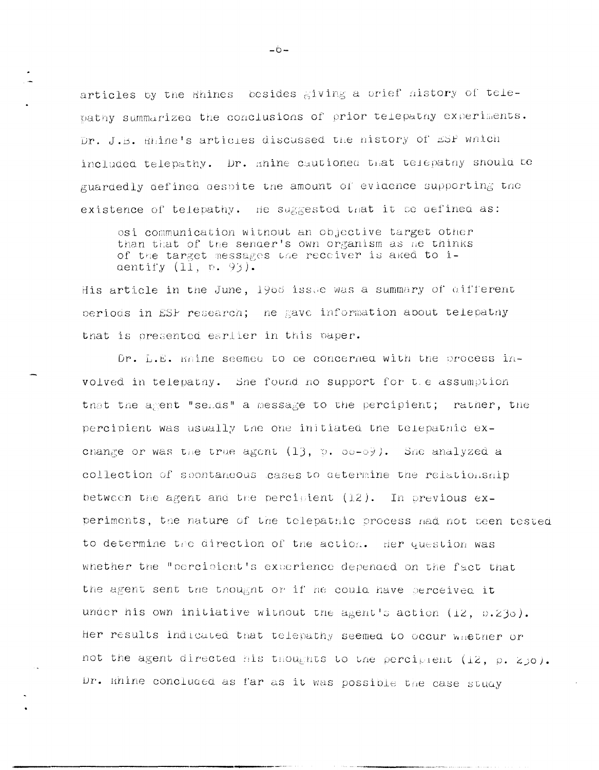articles by the Rhines besides giving a brief history of telepathy summarized the conclusions of prior telepathy experiments. Dr. J.B. Rhine's articles discussed the history of ESP which included telepathy. Dr. Rhine cautioned that telepathy should be guardedly defined despite the amount of evidence supporting the existence of telepathy. He suggested that it be defined as:

> psi communication without an objective target other than that of the sender's own organism as he thinks of the target messages the receiver is aked to identify (11, p. 93).

His article in the June, 1966 issue was a summary of different periods in ESP research; he gave information about telepathy that is presented earlier in this paper.

Dr. L.E. Rhine seemed to be concerned with the process involved in telepathy. She found no support for the assumption that the agent "sends" a message to the percipient; rather, the percipient was usually the one initiated the telepathic exchange or was the true agent (13, p. 68-69). She analyzed a collection of spontaneous cases to determine the relationship between the agent and the percipient (12). In previous experiments, the nature of the telepathic process had not been tested to determine the direction of the action. Her question was whether the "percipient's experience depended on the fact that the agent sent the thought or if he could have perceived it under his own initiative without the agent's action (12, p.236). Her results indicated that telepathy seemed to occur whether or not the agent directed his thoughts to the percipient (12, p. 236). Dr. Rhine concluded as far as it was possible the case study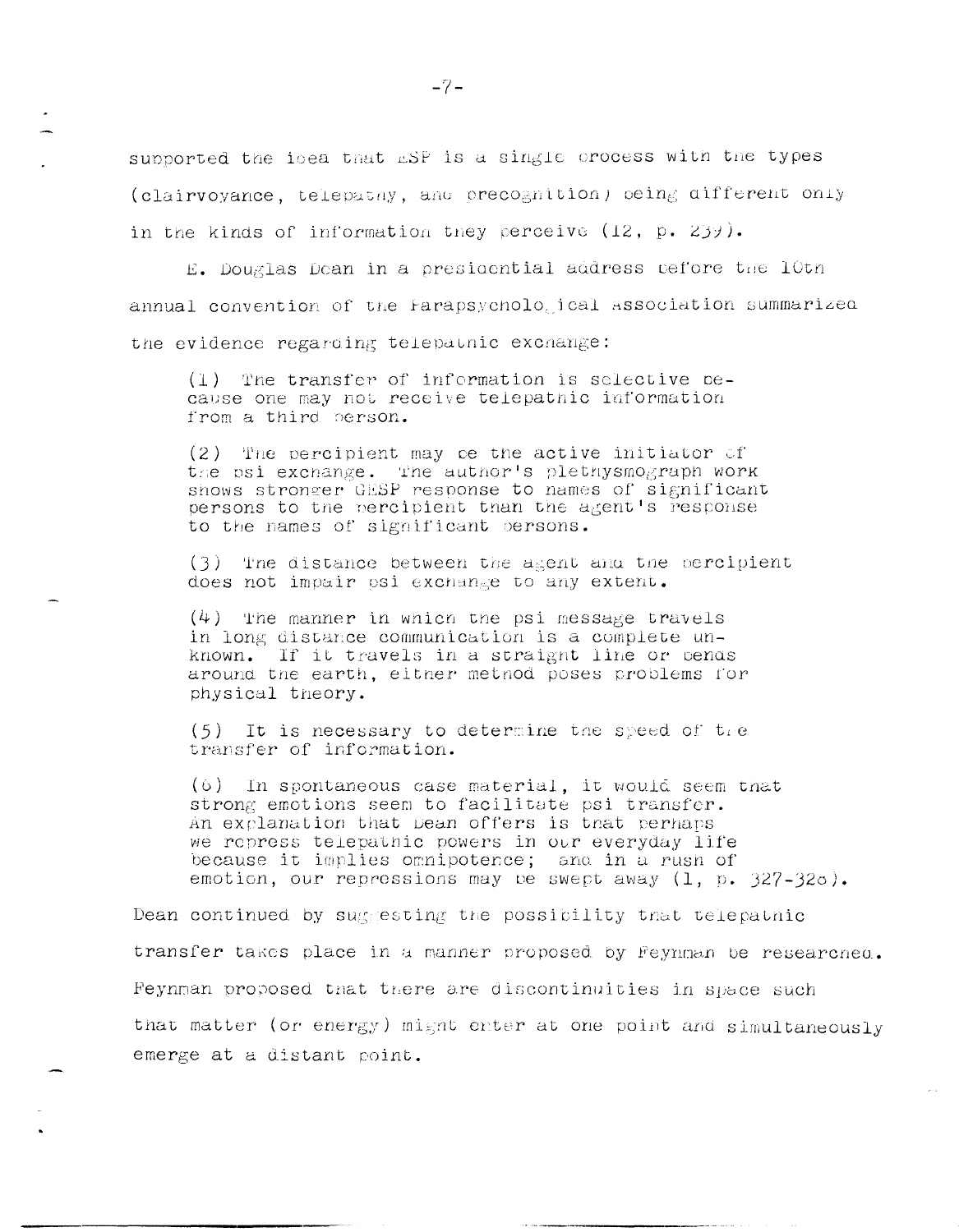supported the idea that ESP is a single process with the types (clairvoyance, telepathy, and precognition) being different only in the kinds of information they perceive (12, p. 239).

E. Douglas Dean in a presidential address before the 10th annual convention of the Parapsychological Association summarized the evidence regarding telepathic exchange:

> (1) The transfer of information is selective because one may not receive telepathic information from a third person.
>
> (2) The percipient may be the active initiator of the psi exchange. The author's plethysmograph work shows stronger GESP response to names of significant persons to the percipient than the agent's response to the names of significant persons.
>
> (3) The distance between the agent and the percipient does not impair psi exchange to any extent.
>
> (4) The manner in which the psi message travels in long distance communication is a complete unknown. If it travels in a straight line or bends around the earth, either method poses problems for physical theory.
>
> (5) It is necessary to determine the speed of the transfer of information.
>
> (6) In spontaneous case material, it would seem that strong emotions seem to facilitate psi transfer. An explanation that Dean offers is that perhaps we repress telepathic powers in our everyday life because it implies omnipotence; and in a rush of emotion, our repressions may be swept away (1, p. 327-328).

Dean continued by suggesting the possibility that telepathic transfer takes place in a manner proposed by Feynman be researched. Feynman proposed that there are discontinuities in space such that matter (or energy) might enter at one point and simultaneously emerge at a distant point.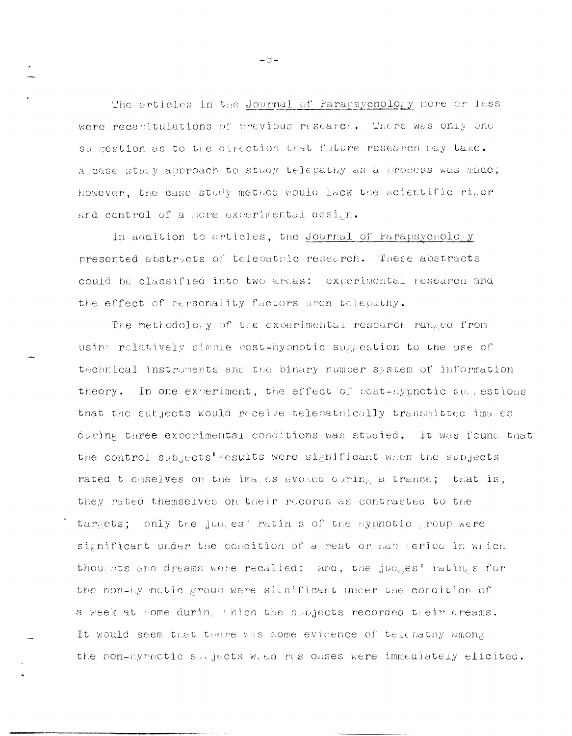The articles in the *Journal of Parapsychology* more or less were recapitulations of previous research. There was only one suggestion as to the direction that future research may take. A case study approach to study telepathy as a process was made; however, the case study method would lack the scientific rigor and control of a more experimental design.

In addition to articles, the *Journal of Parapsychology* presented abstracts of telepathic research. These abstracts could be classified into two areas: experimental research and the effect of personality factors upon telepathy.

The methodology of the experimental research ranged from using relatively simple post-hypnotic suggestion to the use of technical instruments and the binary number system of information theory. In one experiment, the effect of post-hypnotic suggestions that the subjects would receive telepathically transmitted images during three experimental conditions was studied. It was found that the control subjects' results were significant when the subjects rated themselves on the images evoked during a trance; that is, they rated themselves on their records as contrasted to the targets; only the judges' ratings of the hypnotic group were significant under the condition of a rest or nap period in which thoughts and dreams were recalled; and, the judges' ratings for the non-hypnotic group were significant under the condition of a week at home during which the subjects recorded their dreams. It would seem that there was some evidence of telepathy among the non-hypnotic subjects when responses were immediately elicited.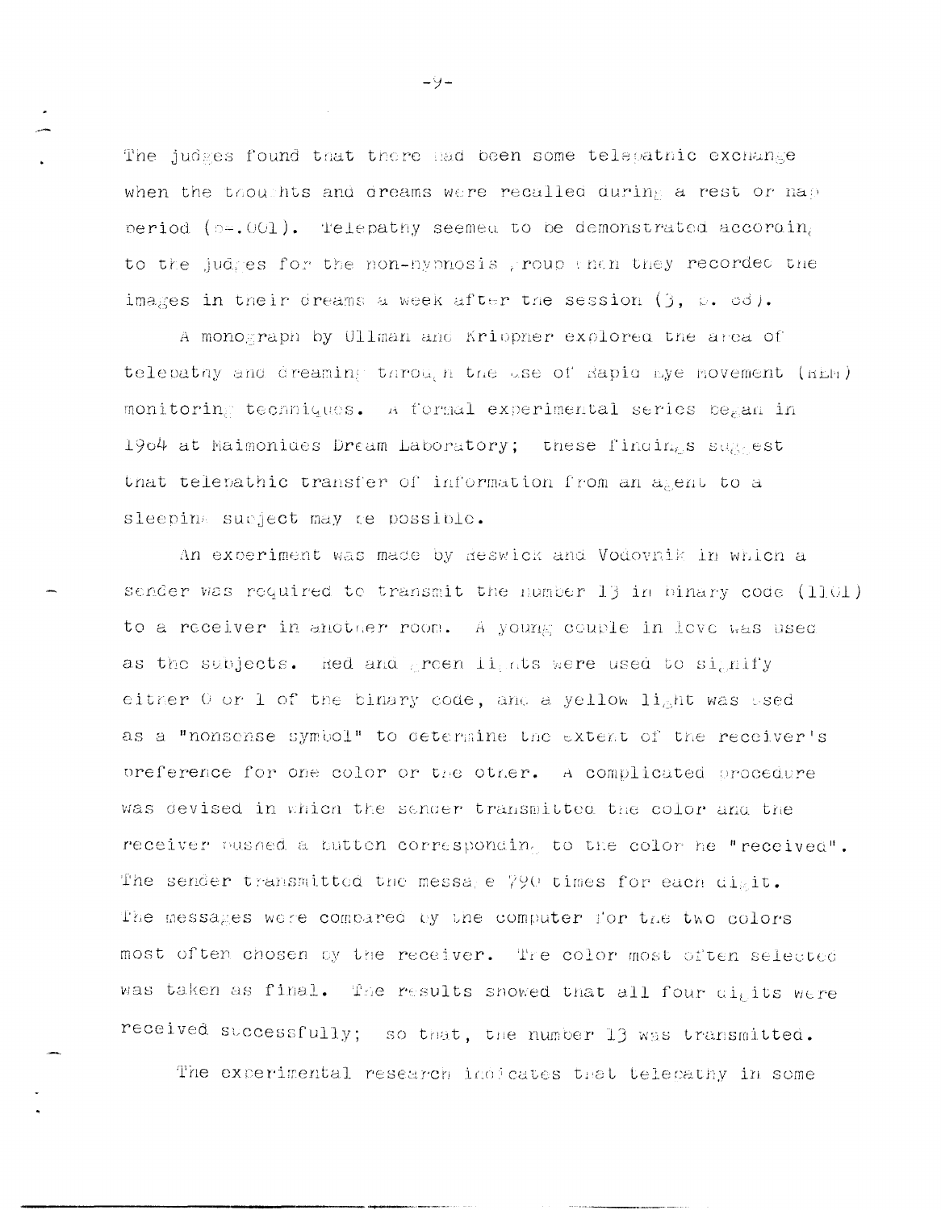The judges found that there had been some telepathic exchange when the thoughts and dreams were recalled during a rest or nap period ($p = .001$). Telepathy seemed to be demonstrated according to the judges for the non-hypnosis group when they recorded the images in their dreams a week after the session (3, p. 68).

A monograph by Ullman and Krippner explored the area of telepathy and dreaming through the use of Rapid Eye Movement (REM) monitoring techniques. A formal experimental series began in 1964 at Maimonides Dream Laboratory; these findings suggest that telepathic transfer of information from an agent to a sleeping subject may be possible.

An experiment was made by Reswick and Vodovnik in which a sender was required to transmit the number 13 in binary code (1101) to a receiver in another room. A young couple in love was used as the subjects. Red and green lights were used to signify either 0 or 1 of the binary code, and a yellow light was used as a "nonsense symbol" to determine the extent of the receiver's preference for one color or the other. A complicated procedure was devised in which the sender transmitted the color and the receiver pushed a button corresponding to the color he "received". The sender transmitted the message 790 times for each digit. The messages were compared by the computer for the two colors most often chosen by the receiver. The color most often selected was taken as final. The results showed that all four digits were received successfully; so that, the number 13 was transmitted.

The experimental research indicates that telepathy in some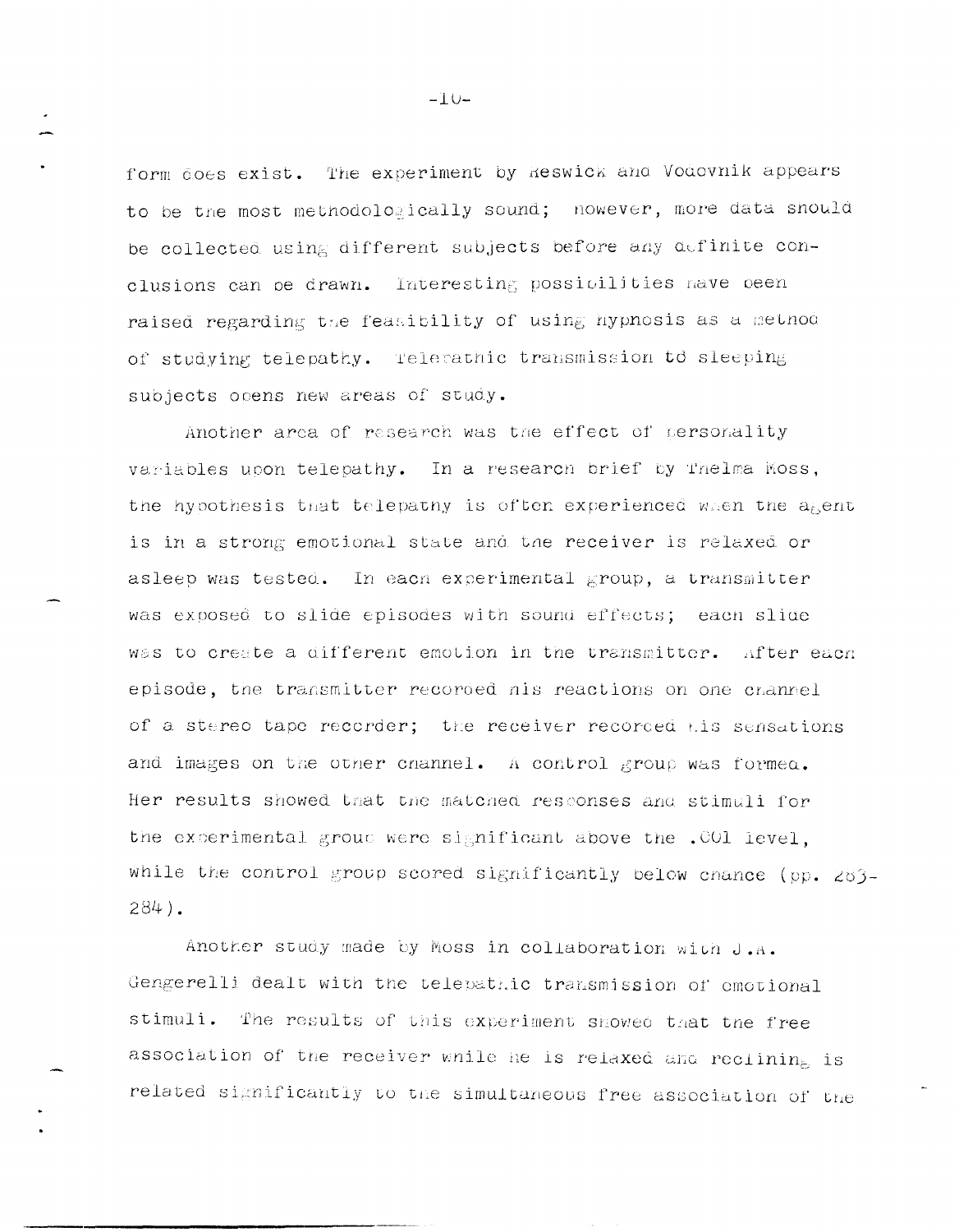form does exist. The experiment by Keswick and Vodovnik appears to be the most methodologically sound; however, more data should be collected using different subjects before any definite conclusions can be drawn. Interesting possibilities have been raised regarding the feasibility of using hypnosis as a method of studying telepathy. Telepathic transmission to sleeping subjects opens new areas of study.

Another area of research was the effect of personality variables upon telepathy. In a research brief by Thelma Moss, the hypothesis that telepathy is often experienced when the agent is in a strong emotional state and the receiver is relaxed or asleep was tested. In each experimental group, a transmitter was exposed to slide episodes with sound effects; each slide was to create a different emotion in the transmitter. After each episode, the transmitter recorded his reactions on one channel of a stereo tape recorder; the receiver recorded his sensations and images on the other channel. A control group was formed. Her results showed that the matched responses and stimuli for the experimental group were significant above the .001 level, while the control group scored significantly below chance (pp. 283-284).

Another study made by Moss in collaboration with J.A. Gengerelli dealt with the telepathic transmission of emotional stimuli. The results of this experiment showed that the free association of the receiver while he is relaxed and reclining is related significantly to the simultaneous free association of the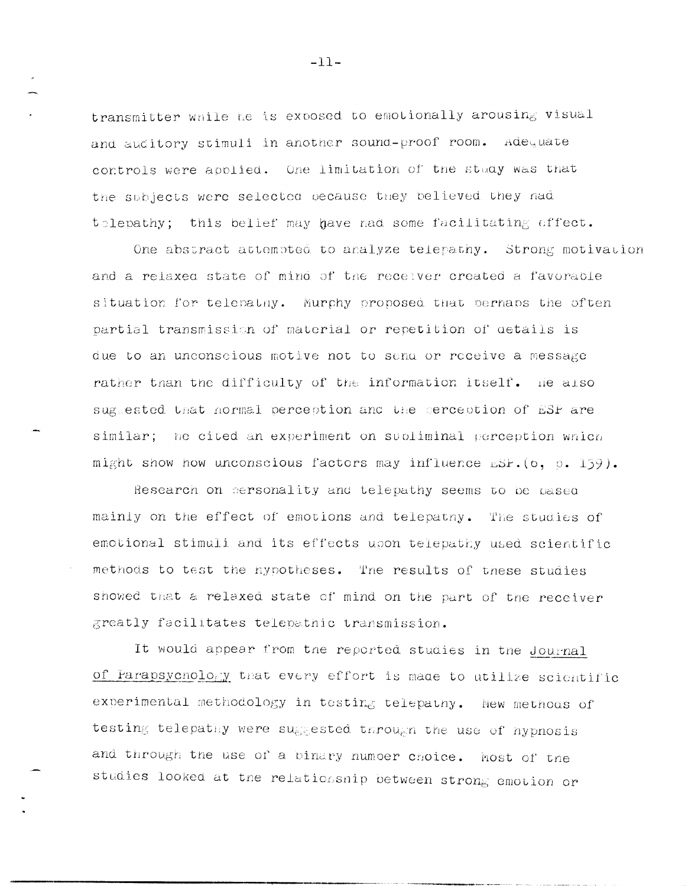transmitter while he is exposed to emotionally arousing visual and auditory stimuli in another sound-proof room. Adequate controls were applied. One limitation of the study was that the subjects were selected because they believed they had telepathy; this belief may have had some facilitating effect.

One abstract attempted to analyze telepathy. Strong motivation and a relaxed state of mind of the receiver created a favorable situation for telepathy. Murphy proposed that perhaps the often partial transmission of material or repetition of details is due to an unconscious motive not to send or receive a message rather than the difficulty of the information itself. He also suggested that normal perception and the perception of ESP are similar; he cited an experiment on subliminal perception which might show how unconscious factors may influence ESP. (6, p. 139).

Research on personality and telepathy seems to be based mainly on the effect of emotions and telepathy. The studies of emotional stimuli and its effects upon telepathy used scientific methods to test the hypotheses. The results of these studies showed that a relaxed state of mind on the part of the receiver greatly facilitates telepathic transmission.

It would appear from the reported studies in the Journal of Parapsychology that every effort is made to utilize scientific experimental methodology in testing telepathy. New methods of testing telepathy were suggested through the use of hypnosis and through the use of a binary number choice. Most of the studies looked at the relationship between strong emotion or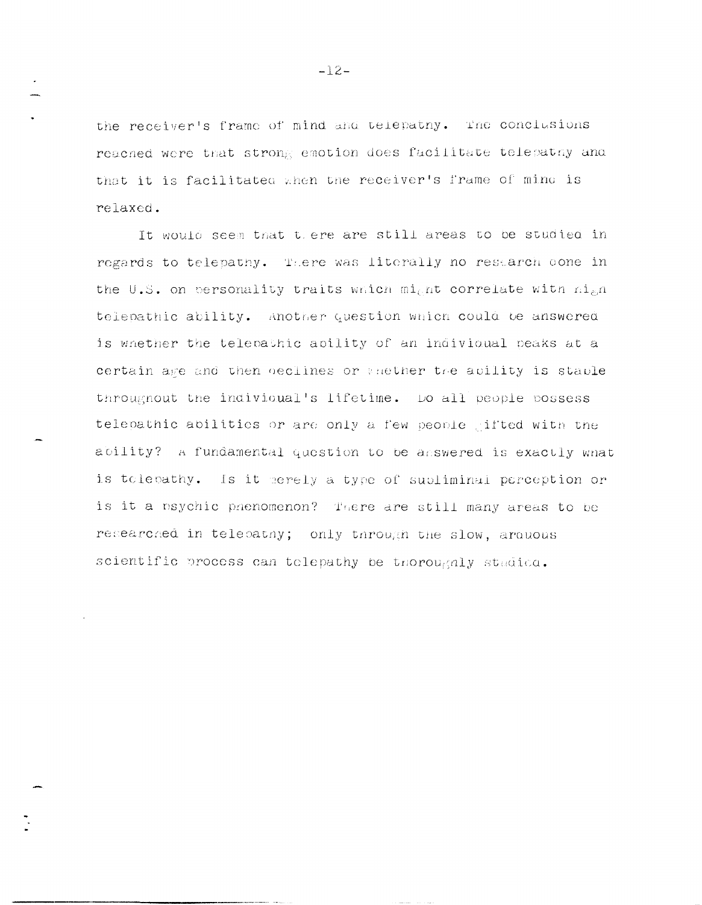the receiver's frame of mind and telepathy. The conclusions reached were that strong emotion does facilitate telepathy and that it is facilitated when the receiver's frame of mind is relaxed.

It would seem that there are still areas to be studied in regards to telepathy. There was literally no research done in the U.S. on personality traits which might correlate with high telepathic ability. Another question which could be answered is whether the telepathic ability of an individual peaks at a certain age and then declines or whether the ability is stable throughout the individual's lifetime. Do all people possess telepathic abilities or are only a few people gifted with the ability? A fundamental question to be answered is exactly what is telepathy. Is it merely a type of subliminal perception or is it a psychic phenomenon? There are still many areas to be researched in telepathy; only through the slow, arduous scientific process can telepathy be thoroughly studied.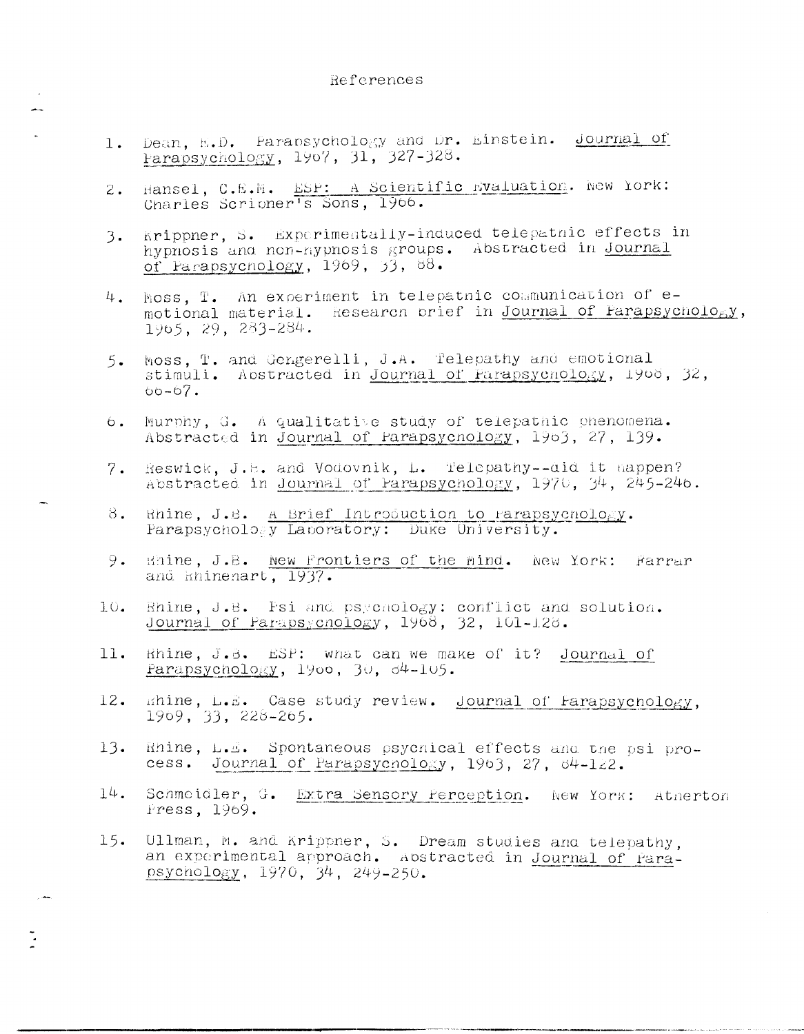# References

1. Dean, E.D. Parapsychology and Dr. Einstein. Journal of Parapsychology, 1967, 31, 327-328.

2. Hansel, C.E.M. ESP: A Scientific Evaluation. New York: Charles Scribner's Sons, 1966.

3. Krippner, S. Experimentally-induced telepathic effects in hypnosis and non-hypnosis groups. Abstracted in Journal of Parapsychology, 1969, 33, 68.

4. Moss, T. An experiment in telepathic communication of emotional material. Research brief in Journal of Parapsychology, 1965, 29, 283-284.

5. Moss, T. and Gengerelli, J.A. Telepathy and emotional stimuli. Abstracted in Journal of Parapsychology, 1968, 32, 66-67.

6. Murphy, G. A qualitative study of telepathic phenomena. Abstracted in Journal of Parapsychology, 1963, 27, 139.

7. Reswick, J.B. and Vodovnik, L. Telepathy--did it happen? Abstracted in Journal of Parapsychology, 1970, 34, 245-246.

8. Rhine, J.B. A Brief Introduction to Parapsychology. Parapsychology Laboratory: Duke University.

9. Rhine, J.B. New Frontiers of the Mind. New York: Farrar and Rhinehart, 1937.

10. Rhine, J.B. Psi and psychology: conflict and solution. Journal of Parapsychology, 1968, 32, 101-128.

11. Rhine, J.B. ESP: what can we make of it? Journal of Parapsychology, 1966, 30, 84-105.

12. Rhine, L.E. Case study review. Journal of Parapsychology, 1969, 33, 228-265.

13. Rhine, L.E. Spontaneous psychical effects and the psi process. Journal of Parapsychology, 1963, 27, 84-122.

14. Schmeidler, G. Extra Sensory Perception. New York: Atherton Press, 1969.

15. Ullman, M. and Krippner, S. Dream studies and telepathy, an experimental approach. Abstracted in Journal of Parapsychology, 1970, 34, 249-250.